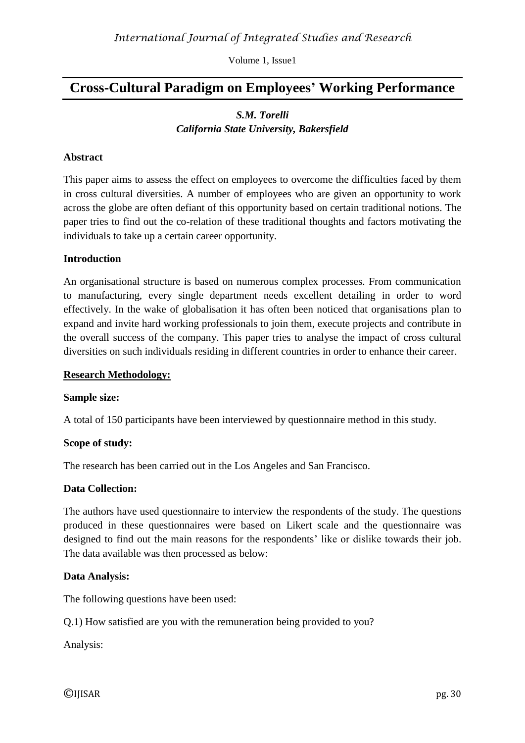# Cross-Cultural Paradigm on Employees' Working Performance

***S.M. Torelli***
***California State University, Bakersfield***

**Abstract**

This paper aims to assess the effect on employees to overcome the difficulties faced by them in cross cultural diversities. A number of employees who are given an opportunity to work across the globe are often defiant of this opportunity based on certain traditional notions. The paper tries to find out the co-relation of these traditional thoughts and factors motivating the individuals to take up a certain career opportunity.

**Introduction**

An organisational structure is based on numerous complex processes. From communication to manufacturing, every single department needs excellent detailing in order to word effectively. In the wake of globalisation it has often been noticed that organisations plan to expand and invite hard working professionals to join them, execute projects and contribute in the overall success of the company. This paper tries to analyse the impact of cross cultural diversities on such individuals residing in different countries in order to enhance their career.

**Research Methodology:**

**Sample size:**

A total of 150 participants have been interviewed by questionnaire method in this study.

**Scope of study:**

The research has been carried out in the Los Angeles and San Francisco.

**Data Collection:**

The authors have used questionnaire to interview the respondents of the study. The questions produced in these questionnaires were based on Likert scale and the questionnaire was designed to find out the main reasons for the respondents' like or dislike towards their job. The data available was then processed as below:

**Data Analysis:**

The following questions have been used:

Q.1) How satisfied are you with the remuneration being provided to you?

Analysis: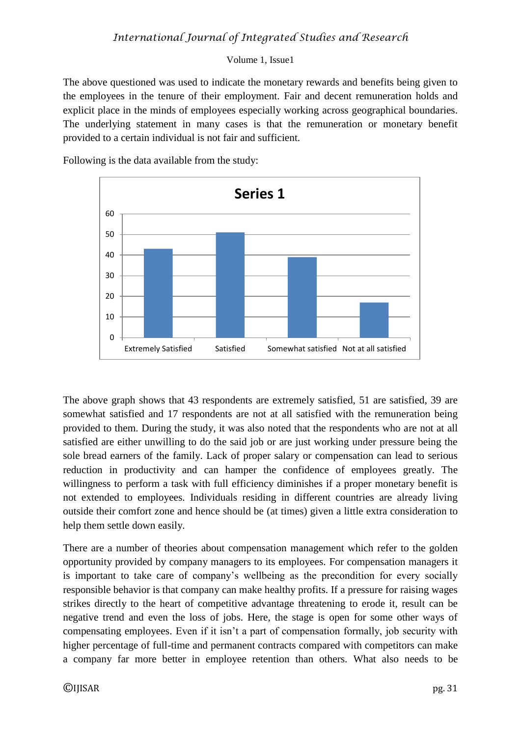The above questioned was used to indicate the monetary rewards and benefits being given to the employees in the tenure of their employment. Fair and decent remuneration holds and explicit place in the minds of employees especially working across geographical boundaries. The underlying statement in many cases is that the remuneration or monetary benefit provided to a certain individual is not fair and sufficient.

Following is the data available from the study:

**Series 1**

| Response | Value |
|---|---|
| Extremely Satisfied | 43 |
| Satisfied | 51 |
| Somewhat satisfied | 39 |
| Not at all satisfied | 17 |

The above graph shows that 43 respondents are extremely satisfied, 51 are satisfied, 39 are somewhat satisfied and 17 respondents are not at all satisfied with the remuneration being provided to them. During the study, it was also noted that the respondents who are not at all satisfied are either unwilling to do the said job or are just working under pressure being the sole bread earners of the family. Lack of proper salary or compensation can lead to serious reduction in productivity and can hamper the confidence of employees greatly. The willingness to perform a task with full efficiency diminishes if a proper monetary benefit is not extended to employees. Individuals residing in different countries are already living outside their comfort zone and hence should be (at times) given a little extra consideration to help them settle down easily.

There are a number of theories about compensation management which refer to the golden opportunity provided by company managers to its employees. For compensation managers it is important to take care of company's wellbeing as the precondition for every socially responsible behavior is that company can make healthy profits. If a pressure for raising wages strikes directly to the heart of competitive advantage threatening to erode it, result can be negative trend and even the loss of jobs. Here, the stage is open for some other ways of compensating employees. Even if it isn't a part of compensation formally, job security with higher percentage of full-time and permanent contracts compared with competitors can make a company far more better in employee retention than others. What also needs to be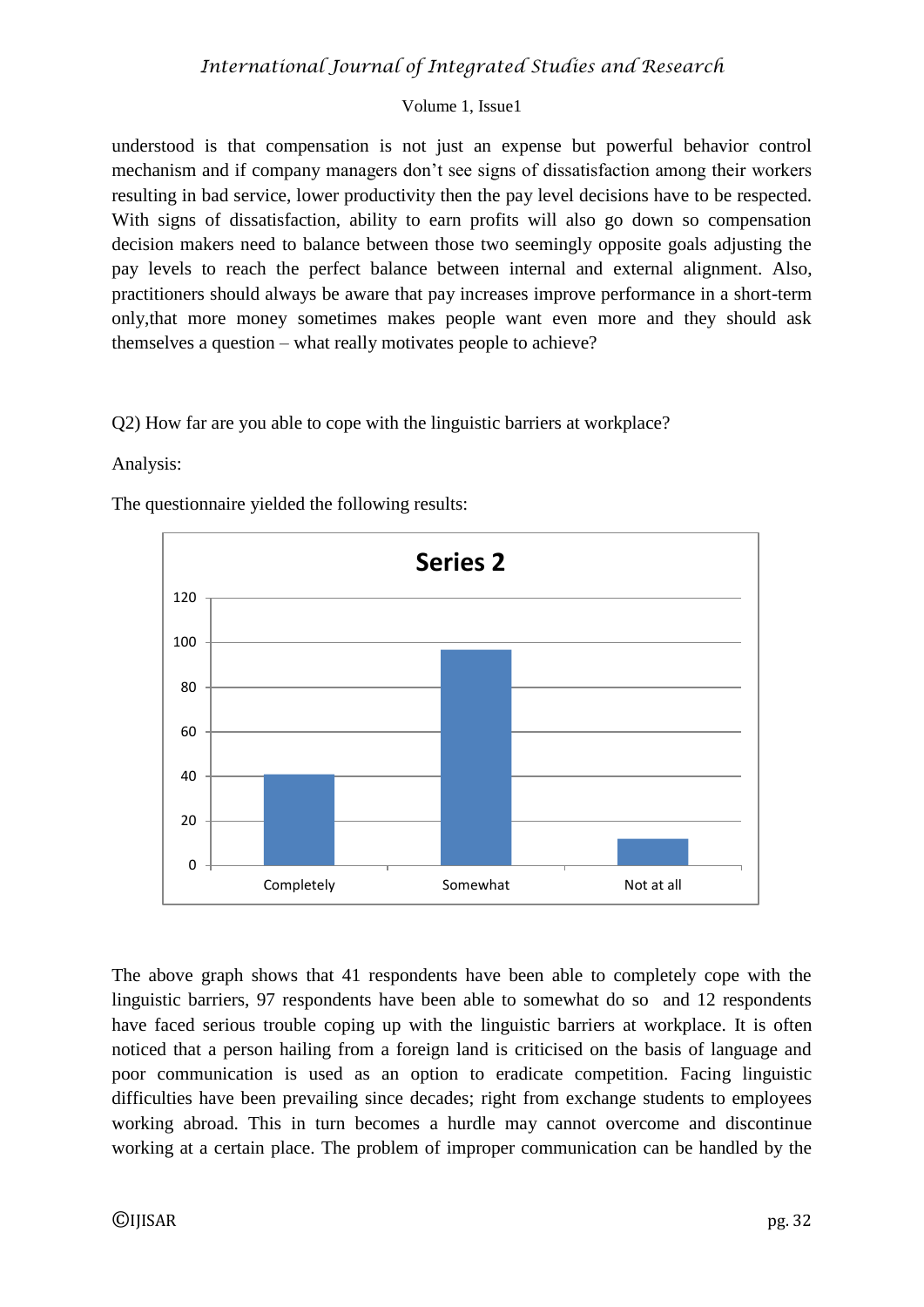understood is that compensation is not just an expense but powerful behavior control mechanism and if company managers don't see signs of dissatisfaction among their workers resulting in bad service, lower productivity then the pay level decisions have to be respected. With signs of dissatisfaction, ability to earn profits will also go down so compensation decision makers need to balance between those two seemingly opposite goals adjusting the pay levels to reach the perfect balance between internal and external alignment. Also, practitioners should always be aware that pay increases improve performance in a short-term only,that more money sometimes makes people want even more and they should ask themselves a question – what really motivates people to achieve?

Q2) How far are you able to cope with the linguistic barriers at workplace?

Analysis:

The questionnaire yielded the following results:

**Series 2**

| | Completely | Somewhat | Not at all |
|---|---|---|---|
| Series 2 | 41 | 97 | 12 |

The above graph shows that 41 respondents have been able to completely cope with the linguistic barriers, 97 respondents have been able to somewhat do so and 12 respondents have faced serious trouble coping up with the linguistic barriers at workplace. It is often noticed that a person hailing from a foreign land is criticised on the basis of language and poor communication is used as an option to eradicate competition. Facing linguistic difficulties have been prevailing since decades; right from exchange students to employees working abroad. This in turn becomes a hurdle may cannot overcome and discontinue working at a certain place. The problem of improper communication can be handled by the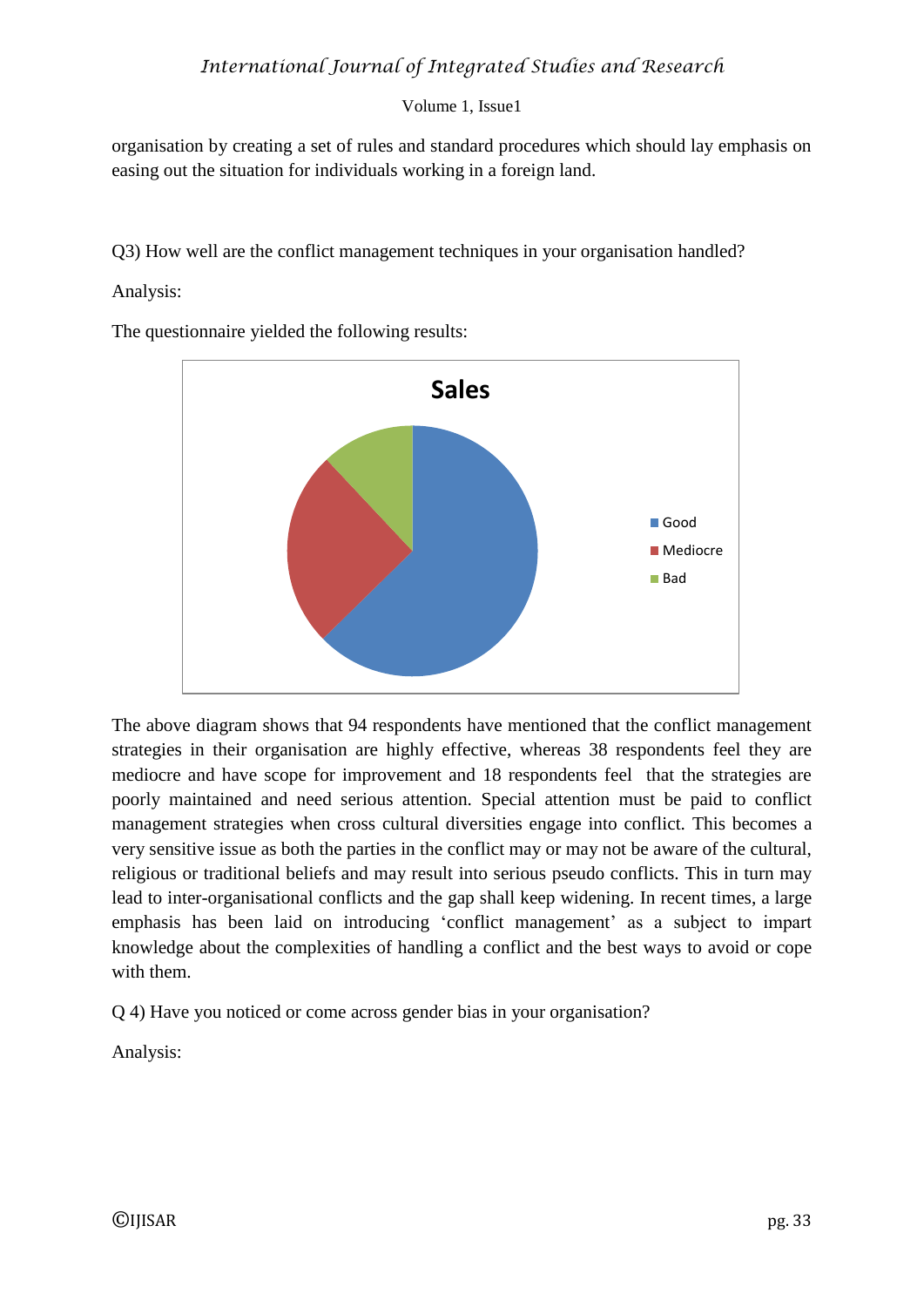organisation by creating a set of rules and standard procedures which should lay emphasis on easing out the situation for individuals working in a foreign land.

Q3) How well are the conflict management techniques in your organisation handled?

Analysis:

The questionnaire yielded the following results:

The above diagram shows that 94 respondents have mentioned that the conflict management strategies in their organisation are highly effective, whereas 38 respondents feel they are mediocre and have scope for improvement and 18 respondents feel that the strategies are poorly maintained and need serious attention. Special attention must be paid to conflict management strategies when cross cultural diversities engage into conflict. This becomes a very sensitive issue as both the parties in the conflict may or may not be aware of the cultural, religious or traditional beliefs and may result into serious pseudo conflicts. This in turn may lead to inter-organisational conflicts and the gap shall keep widening. In recent times, a large emphasis has been laid on introducing 'conflict management' as a subject to impart knowledge about the complexities of handling a conflict and the best ways to avoid or cope with them.

Q 4) Have you noticed or come across gender bias in your organisation?

Analysis: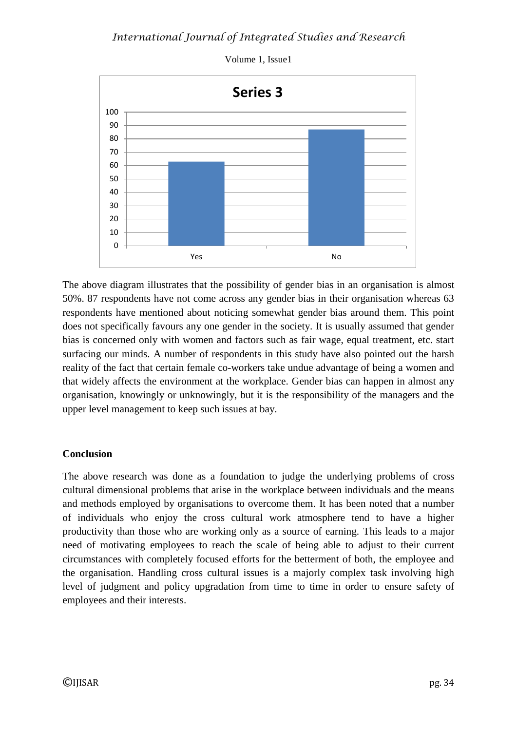The above diagram illustrates that the possibility of gender bias in an organisation is almost 50%. 87 respondents have not come across any gender bias in their organisation whereas 63 respondents have mentioned about noticing somewhat gender bias around them. This point does not specifically favours any one gender in the society. It is usually assumed that gender bias is concerned only with women and factors such as fair wage, equal treatment, etc. start surfacing our minds. A number of respondents in this study have also pointed out the harsh reality of the fact that certain female co-workers take undue advantage of being a women and that widely affects the environment at the workplace. Gender bias can happen in almost any organisation, knowingly or unknowingly, but it is the responsibility of the managers and the upper level management to keep such issues at bay.

**Conclusion**

The above research was done as a foundation to judge the underlying problems of cross cultural dimensional problems that arise in the workplace between individuals and the means and methods employed by organisations to overcome them. It has been noted that a number of individuals who enjoy the cross cultural work atmosphere tend to have a higher productivity than those who are working only as a source of earning. This leads to a major need of motivating employees to reach the scale of being able to adjust to their current circumstances with completely focused efforts for the betterment of both, the employee and the organisation. Handling cross cultural issues is a majorly complex task involving high level of judgment and policy upgradation from time to time in order to ensure safety of employees and their interests.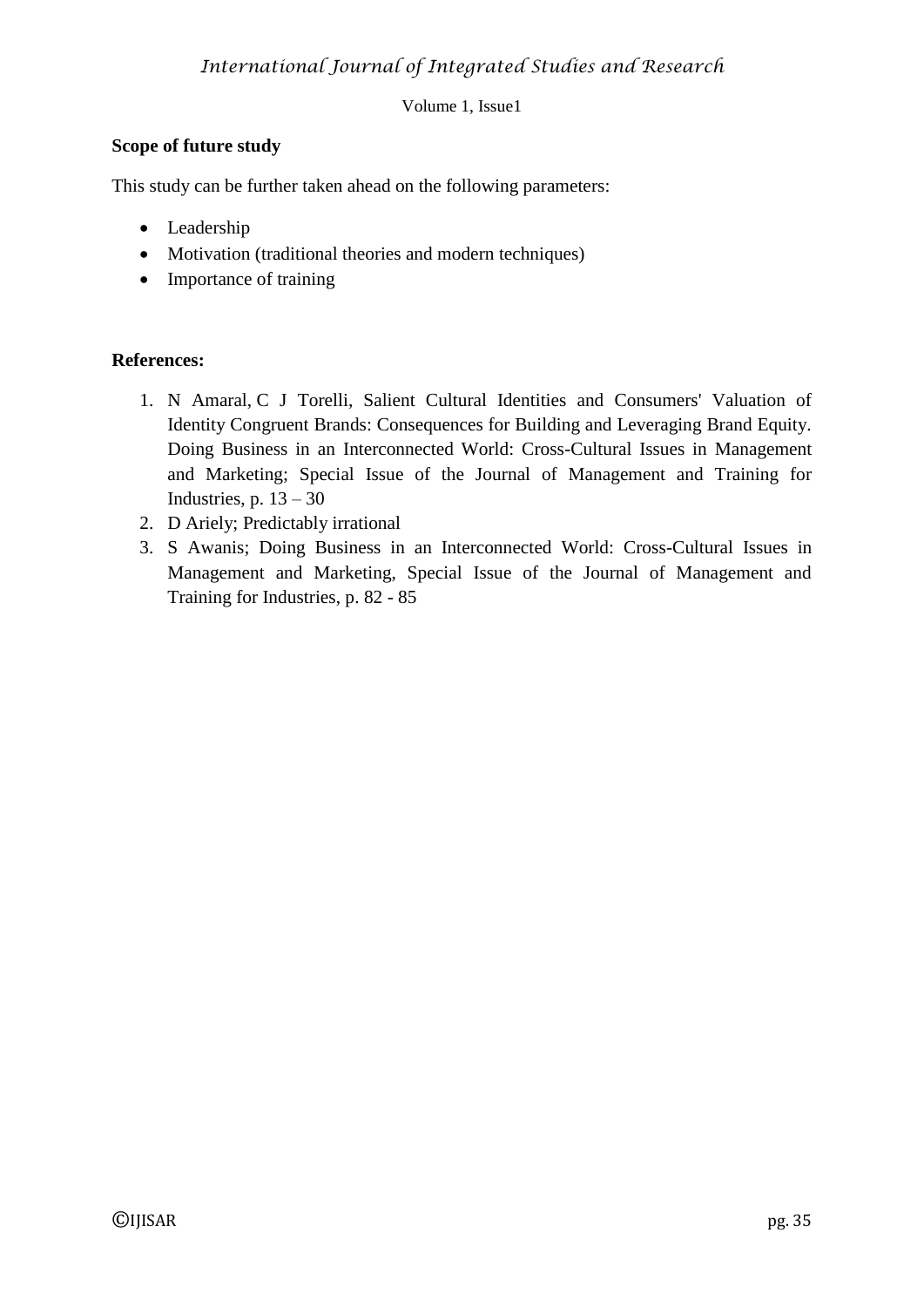**Scope of future study**

This study can be further taken ahead on the following parameters:

- Leadership
- Motivation (traditional theories and modern techniques)
- Importance of training

**References:**

1. N Amaral, C J Torelli, Salient Cultural Identities and Consumers' Valuation of Identity Congruent Brands: Consequences for Building and Leveraging Brand Equity. Doing Business in an Interconnected World: Cross-Cultural Issues in Management and Marketing; Special Issue of the Journal of Management and Training for Industries, p. 13 – 30
2. D Ariely; Predictably irrational
3. S Awanis; Doing Business in an Interconnected World: Cross-Cultural Issues in Management and Marketing, Special Issue of the Journal of Management and Training for Industries, p. 82 - 85